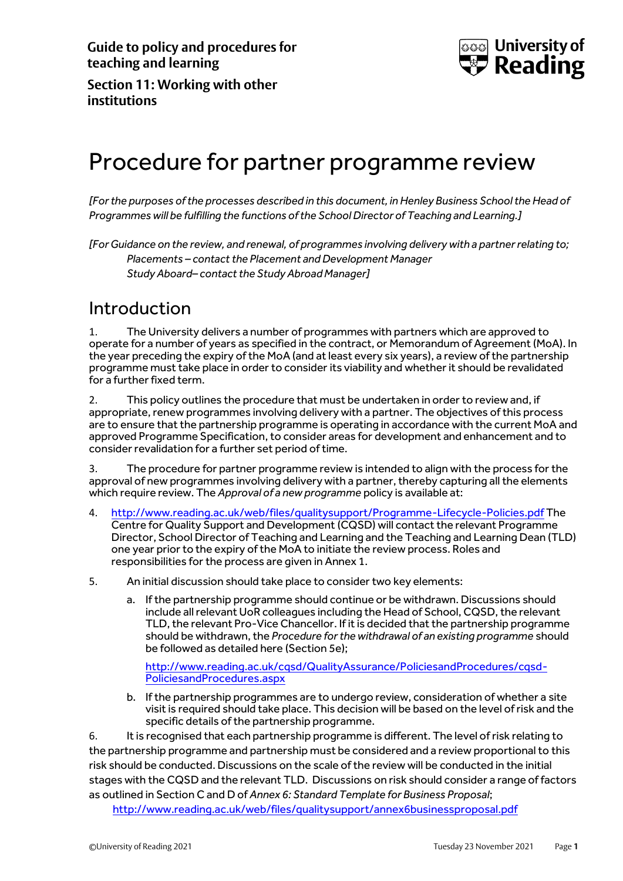**Guide to policy and procedures for teaching and learning**

**Section 11: Working with other institutions**

# Procedure for partner programme review

*[For the purposes of the processes described in this document, in Henley Business School the Head of Programmes will be fulfilling the functions of the School Director of Teaching and Learning.]*

*[For Guidance on the review, and renewal, of programmes involving delivery with a partner relating to;*
*Placements – contact the Placement and Development Manager*
*Study Aboard– contact the Study Abroad Manager]*

## Introduction

1. The University delivers a number of programmes with partners which are approved to operate for a number of years as specified in the contract, or Memorandum of Agreement (MoA). In the year preceding the expiry of the MoA (and at least every six years), a review of the partnership programme must take place in order to consider its viability and whether it should be revalidated for a further fixed term.

2. This policy outlines the procedure that must be undertaken in order to review and, if appropriate, renew programmes involving delivery with a partner. The objectives of this process are to ensure that the partnership programme is operating in accordance with the current MoA and approved Programme Specification, to consider areas for development and enhancement and to consider revalidation for a further set period of time.

3. The procedure for partner programme review is intended to align with the process for the approval of new programmes involving delivery with a partner, thereby capturing all the elements which require review. The *Approval of a new programme* policy is available at:

4. http://www.reading.ac.uk/web/files/qualitysupport/Programme-Lifecycle-Policies.pdf The Centre for Quality Support and Development (CQSD) will contact the relevant Programme Director, School Director of Teaching and Learning and the Teaching and Learning Dean (TLD) one year prior to the expiry of the MoA to initiate the review process. Roles and responsibilities for the process are given in Annex 1.

5. An initial discussion should take place to consider two key elements:

   a. If the partnership programme should continue or be withdrawn. Discussions should include all relevant UoR colleagues including the Head of School, CQSD, the relevant TLD, the relevant Pro-Vice Chancellor. If it is decided that the partnership programme should be withdrawn, the *Procedure for the withdrawal of an existing programme* should be followed as detailed here (Section 5e);

      http://www.reading.ac.uk/cqsd/QualityAssurance/PoliciesandProcedures/cqsd-PoliciesandProcedures.aspx

   b. If the partnership programmes are to undergo review, consideration of whether a site visit is required should take place. This decision will be based on the level of risk and the specific details of the partnership programme.

6. It is recognised that each partnership programme is different. The level of risk relating to the partnership programme and partnership must be considered and a review proportional to this risk should be conducted. Discussions on the scale of the review will be conducted in the initial stages with the CQSD and the relevant TLD. Discussions on risk should consider a range of factors as outlined in Section C and D of *Annex 6: Standard Template for Business Proposal*;
http://www.reading.ac.uk/web/files/qualitysupport/annex6businessproposal.pdf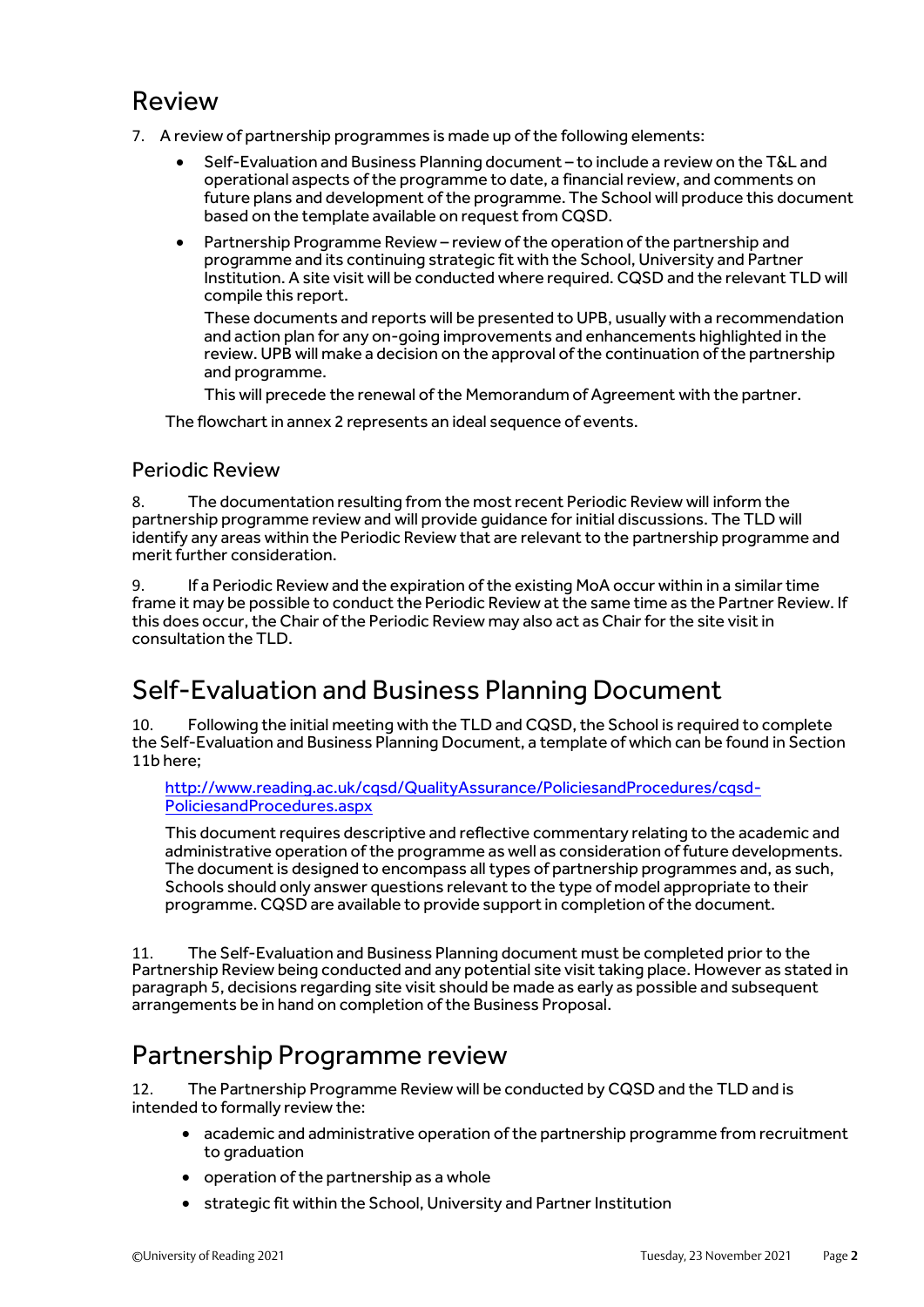# Review

7. A review of partnership programmes is made up of the following elements:

   - Self-Evaluation and Business Planning document – to include a review on the T&L and operational aspects of the programme to date, a financial review, and comments on future plans and development of the programme. The School will produce this document based on the template available on request from CQSD.
   - Partnership Programme Review – review of the operation of the partnership and programme and its continuing strategic fit with the School, University and Partner Institution. A site visit will be conducted where required. CQSD and the relevant TLD will compile this report.

     These documents and reports will be presented to UPB, usually with a recommendation and action plan for any on-going improvements and enhancements highlighted in the review. UPB will make a decision on the approval of the continuation of the partnership and programme.

     This will precede the renewal of the Memorandum of Agreement with the partner.

   The flowchart in annex 2 represents an ideal sequence of events.

## Periodic Review

8. The documentation resulting from the most recent Periodic Review will inform the partnership programme review and will provide guidance for initial discussions. The TLD will identify any areas within the Periodic Review that are relevant to the partnership programme and merit further consideration.

9. If a Periodic Review and the expiration of the existing MoA occur within in a similar time frame it may be possible to conduct the Periodic Review at the same time as the Partner Review. If this does occur, the Chair of the Periodic Review may also act as Chair for the site visit in consultation the TLD.

# Self-Evaluation and Business Planning Document

10. Following the initial meeting with the TLD and CQSD, the School is required to complete the Self-Evaluation and Business Planning Document, a template of which can be found in Section 11b here;

    [http://www.reading.ac.uk/cqsd/QualityAssurance/PoliciesandProcedures/cqsd-PoliciesandProcedures.aspx](http://www.reading.ac.uk/cqsd/QualityAssurance/PoliciesandProcedures/cqsd-PoliciesandProcedures.aspx)

    This document requires descriptive and reflective commentary relating to the academic and administrative operation of the programme as well as consideration of future developments. The document is designed to encompass all types of partnership programmes and, as such, Schools should only answer questions relevant to the type of model appropriate to their programme. CQSD are available to provide support in completion of the document.

11. The Self-Evaluation and Business Planning document must be completed prior to the Partnership Review being conducted and any potential site visit taking place. However as stated in paragraph 5, decisions regarding site visit should be made as early as possible and subsequent arrangements be in hand on completion of the Business Proposal.

# Partnership Programme review

12. The Partnership Programme Review will be conducted by CQSD and the TLD and is intended to formally review the:

    - academic and administrative operation of the partnership programme from recruitment to graduation
    - operation of the partnership as a whole
    - strategic fit within the School, University and Partner Institution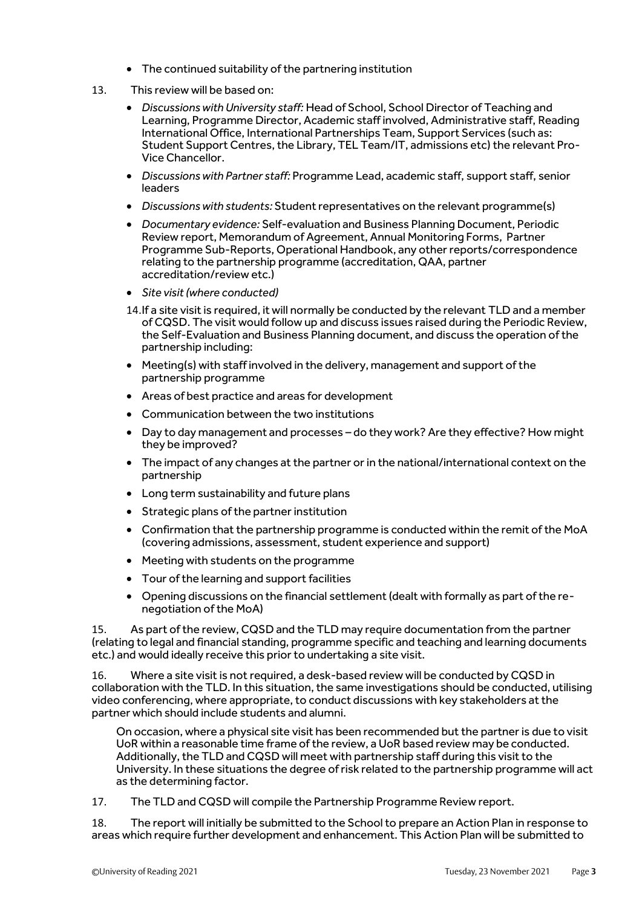- The continued suitability of the partnering institution

13. This review will be based on:

    - *Discussions with University staff:* Head of School, School Director of Teaching and Learning, Programme Director, Academic staff involved, Administrative staff, Reading International Office, International Partnerships Team, Support Services (such as: Student Support Centres, the Library, TEL Team/IT, admissions etc) the relevant Pro-Vice Chancellor.
    - *Discussions with Partner staff:* Programme Lead, academic staff, support staff, senior leaders
    - *Discussions with students:* Student representatives on the relevant programme(s)
    - *Documentary evidence:* Self-evaluation and Business Planning Document, Periodic Review report, Memorandum of Agreement, Annual Monitoring Forms, Partner Programme Sub-Reports, Operational Handbook, any other reports/correspondence relating to the partnership programme (accreditation, QAA, partner accreditation/review etc.)
    - *Site visit (where conducted)*

14. If a site visit is required, it will normally be conducted by the relevant TLD and a member of CQSD. The visit would follow up and discuss issues raised during the Periodic Review, the Self-Evaluation and Business Planning document, and discuss the operation of the partnership including:

    - Meeting(s) with staff involved in the delivery, management and support of the partnership programme
    - Areas of best practice and areas for development
    - Communication between the two institutions
    - Day to day management and processes – do they work? Are they effective? How might they be improved?
    - The impact of any changes at the partner or in the national/international context on the partnership
    - Long term sustainability and future plans
    - Strategic plans of the partner institution
    - Confirmation that the partnership programme is conducted within the remit of the MoA (covering admissions, assessment, student experience and support)
    - Meeting with students on the programme
    - Tour of the learning and support facilities
    - Opening discussions on the financial settlement (dealt with formally as part of the re-negotiation of the MoA)

15. As part of the review, CQSD and the TLD may require documentation from the partner (relating to legal and financial standing, programme specific and teaching and learning documents etc.) and would ideally receive this prior to undertaking a site visit.

16. Where a site visit is not required, a desk-based review will be conducted by CQSD in collaboration with the TLD. In this situation, the same investigations should be conducted, utilising video conferencing, where appropriate, to conduct discussions with key stakeholders at the partner which should include students and alumni.

    On occasion, where a physical site visit has been recommended but the partner is due to visit UoR within a reasonable time frame of the review, a UoR based review may be conducted. Additionally, the TLD and CQSD will meet with partnership staff during this visit to the University. In these situations the degree of risk related to the partnership programme will act as the determining factor.

17. The TLD and CQSD will compile the Partnership Programme Review report.

18. The report will initially be submitted to the School to prepare an Action Plan in response to areas which require further development and enhancement. This Action Plan will be submitted to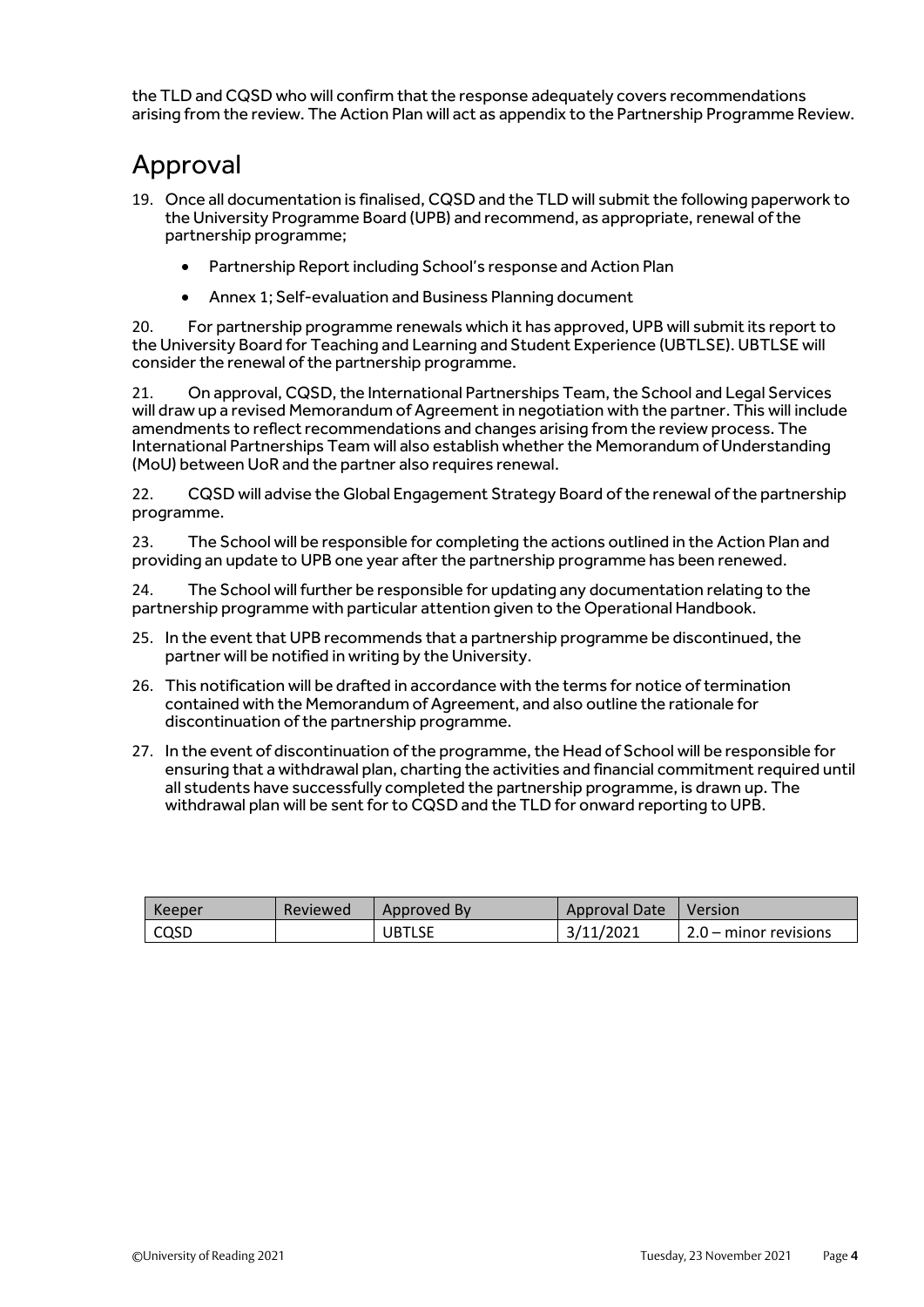the TLD and CQSD who will confirm that the response adequately covers recommendations arising from the review. The Action Plan will act as appendix to the Partnership Programme Review.

## Approval

19. Once all documentation is finalised, CQSD and the TLD will submit the following paperwork to the University Programme Board (UPB) and recommend, as appropriate, renewal of the partnership programme;

    - Partnership Report including School's response and Action Plan
    - Annex 1; Self-evaluation and Business Planning document

20. For partnership programme renewals which it has approved, UPB will submit its report to the University Board for Teaching and Learning and Student Experience (UBTLSE). UBTLSE will consider the renewal of the partnership programme.

21. On approval, CQSD, the International Partnerships Team, the School and Legal Services will draw up a revised Memorandum of Agreement in negotiation with the partner. This will include amendments to reflect recommendations and changes arising from the review process. The International Partnerships Team will also establish whether the Memorandum of Understanding (MoU) between UoR and the partner also requires renewal.

22. CQSD will advise the Global Engagement Strategy Board of the renewal of the partnership programme.

23. The School will be responsible for completing the actions outlined in the Action Plan and providing an update to UPB one year after the partnership programme has been renewed.

24. The School will further be responsible for updating any documentation relating to the partnership programme with particular attention given to the Operational Handbook.

25. In the event that UPB recommends that a partnership programme be discontinued, the partner will be notified in writing by the University.

26. This notification will be drafted in accordance with the terms for notice of termination contained with the Memorandum of Agreement, and also outline the rationale for discontinuation of the partnership programme.

27. In the event of discontinuation of the programme, the Head of School will be responsible for ensuring that a withdrawal plan, charting the activities and financial commitment required until all students have successfully completed the partnership programme, is drawn up. The withdrawal plan will be sent for to CQSD and the TLD for onward reporting to UPB.

| Keeper | Reviewed | Approved By | Approval Date | Version |
|---|---|---|---|---|
| CQSD | | UBTLSE | 3/11/2021 | 2.0 – minor revisions |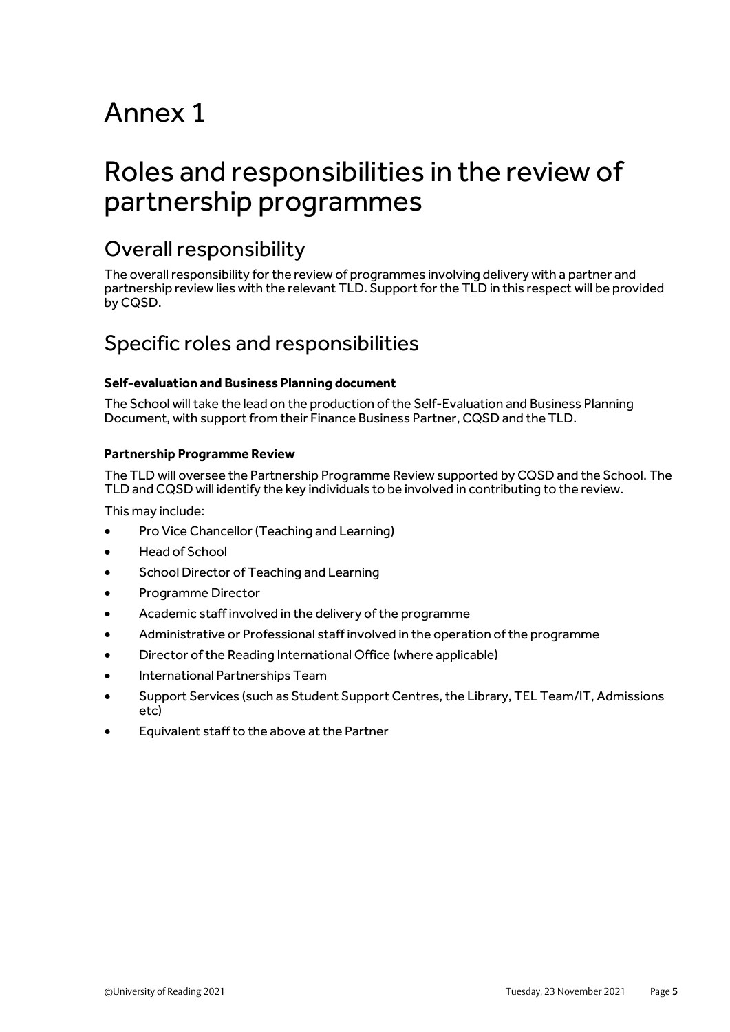# Annex 1

# Roles and responsibilities in the review of partnership programmes

## Overall responsibility

The overall responsibility for the review of programmes involving delivery with a partner and partnership review lies with the relevant TLD. Support for the TLD in this respect will be provided by CQSD.

## Specific roles and responsibilities

**Self-evaluation and Business Planning document**

The School will take the lead on the production of the Self-Evaluation and Business Planning Document, with support from their Finance Business Partner, CQSD and the TLD.

**Partnership Programme Review**

The TLD will oversee the Partnership Programme Review supported by CQSD and the School. The TLD and CQSD will identify the key individuals to be involved in contributing to the review.

This may include:

- Pro Vice Chancellor (Teaching and Learning)
- Head of School
- School Director of Teaching and Learning
- Programme Director
- Academic staff involved in the delivery of the programme
- Administrative or Professional staff involved in the operation of the programme
- Director of the Reading International Office (where applicable)
- International Partnerships Team
- Support Services (such as Student Support Centres, the Library, TEL Team/IT, Admissions etc)
- Equivalent staff to the above at the Partner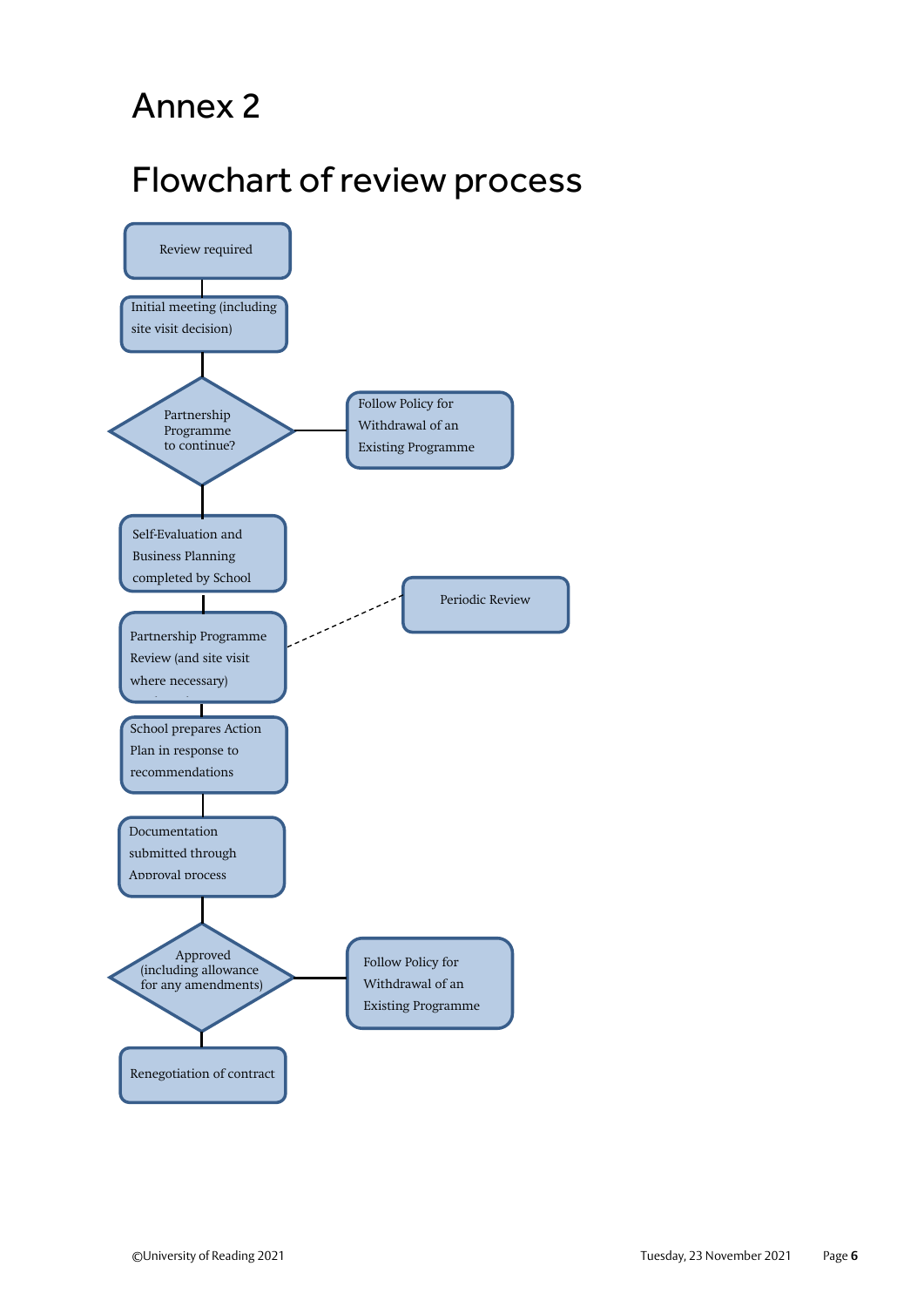# Annex 2

## Flowchart of review process

Review required

Initial meeting (including site visit decision)

Partnership Programme to continue?

Follow Policy for Withdrawal of an Existing Programme

Self-Evaluation and Business Planning completed by School

Periodic Review

Partnership Programme Review (and site visit where necessary)

School prepares Action Plan in response to recommendations

Documentation submitted through Approval process

Approved (including allowance for any amendments)

Follow Policy for Withdrawal of an Existing Programme

Renegotiation of contract